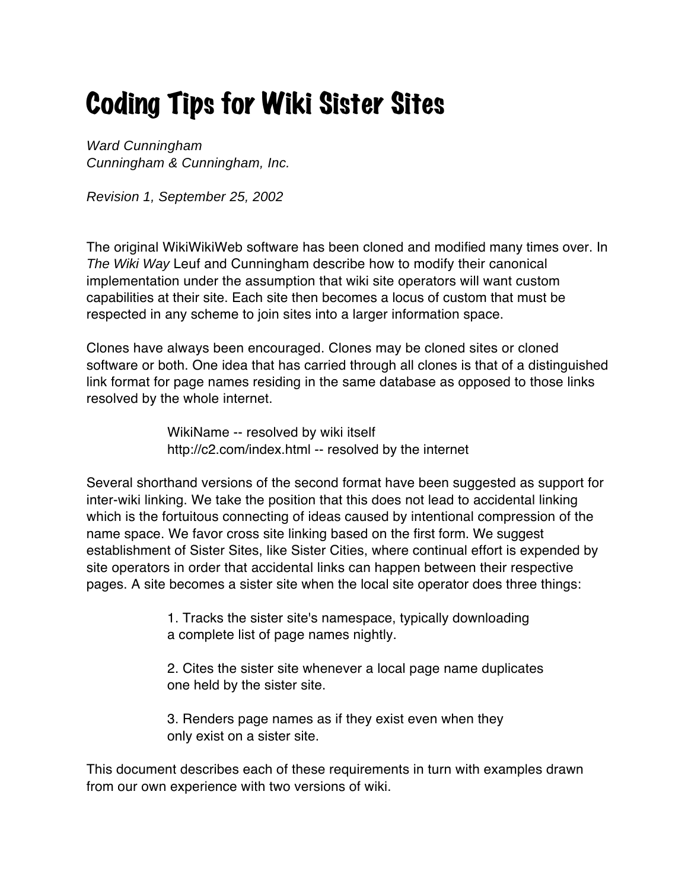# Coding Tips for Wiki Sister Sites

*Ward Cunningham*
*Cunningham & Cunningham, Inc.*

*Revision 1, September 25, 2002*

The original WikiWikiWeb software has been cloned and modified many times over. In *The Wiki Way* Leuf and Cunningham describe how to modify their canonical implementation under the assumption that wiki site operators will want custom capabilities at their site. Each site then becomes a locus of custom that must be respected in any scheme to join sites into a larger information space.

Clones have always been encouraged. Clones may be cloned sites or cloned software or both. One idea that has carried through all clones is that of a distinguished link format for page names residing in the same database as opposed to those links resolved by the whole internet.

> WikiName -- resolved by wiki itself
> http://c2.com/index.html -- resolved by the internet

Several shorthand versions of the second format have been suggested as support for inter-wiki linking. We take the position that this does not lead to accidental linking which is the fortuitous connecting of ideas caused by intentional compression of the name space. We favor cross site linking based on the first form. We suggest establishment of Sister Sites, like Sister Cities, where continual effort is expended by site operators in order that accidental links can happen between their respective pages. A site becomes a sister site when the local site operator does three things:

> 1. Tracks the sister site's namespace, typically downloading a complete list of page names nightly.
>
> 2. Cites the sister site whenever a local page name duplicates one held by the sister site.
>
> 3. Renders page names as if they exist even when they only exist on a sister site.

This document describes each of these requirements in turn with examples drawn from our own experience with two versions of wiki.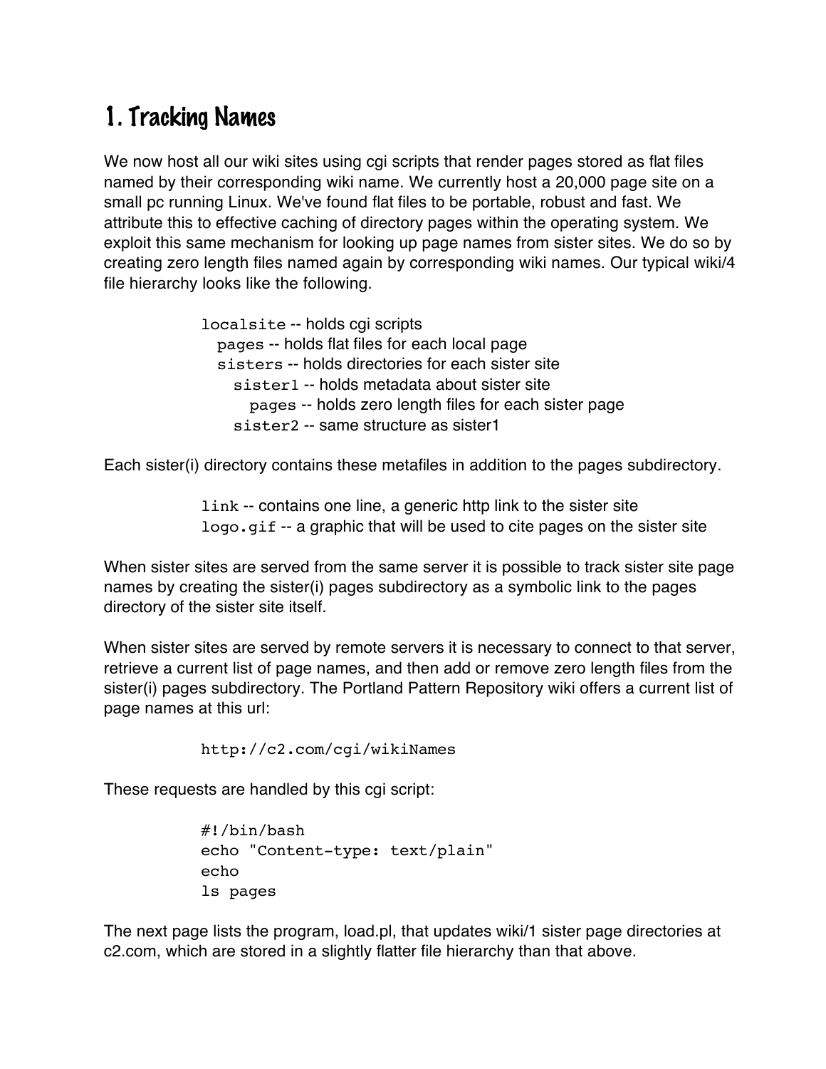## 1. Tracking Names

We now host all our wiki sites using cgi scripts that render pages stored as flat files named by their corresponding wiki name. We currently host a 20,000 page site on a small pc running Linux. We've found flat files to be portable, robust and fast. We attribute this to effective caching of directory pages within the operating system. We exploit this same mechanism for looking up page names from sister sites. We do so by creating zero length files named again by corresponding wiki names. Our typical wiki/4 file hierarchy looks like the following.

```
localsite -- holds cgi scripts
  pages -- holds flat files for each local page
  sisters -- holds directories for each sister site
    sister1 -- holds metadata about sister site
      pages -- holds zero length files for each sister page
    sister2 -- same structure as sister1
```

Each sister(i) directory contains these metafiles in addition to the pages subdirectory.

```
link -- contains one line, a generic http link to the sister site
logo.gif -- a graphic that will be used to cite pages on the sister site
```

When sister sites are served from the same server it is possible to track sister site page names by creating the sister(i) pages subdirectory as a symbolic link to the pages directory of the sister site itself.

When sister sites are served by remote servers it is necessary to connect to that server, retrieve a current list of page names, and then add or remove zero length files from the sister(i) pages subdirectory. The Portland Pattern Repository wiki offers a current list of page names at this url:

```
http://c2.com/cgi/wikiNames
```

These requests are handled by this cgi script:

```
#!/bin/bash
echo "Content-type: text/plain"
echo
ls pages
```

The next page lists the program, load.pl, that updates wiki/1 sister page directories at c2.com, which are stored in a slightly flatter file hierarchy than that above.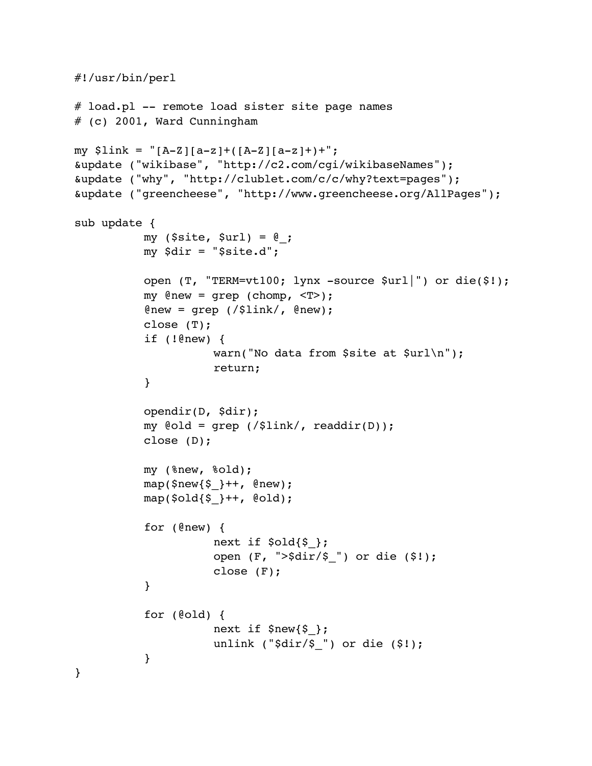```perl
#!/usr/bin/perl

# load.pl -- remote load sister site page names
# (c) 2001, Ward Cunningham

my $link = "[A-Z][a-z]+([A-Z][a-z]+)+";
&update ("wikibase", "http://c2.com/cgi/wikibaseNames");
&update ("why", "http://clublet.com/c/c/why?text=pages");
&update ("greencheese", "http://www.greencheese.org/AllPages");

sub update {
        my ($site, $url) = @_;
        my $dir = "$site.d";

        open (T, "TERM=vt100; lynx -source $url|") or die($!);
        my @new = grep (chomp, <T>);
        @new = grep (/$link/, @new);
        close (T);
        if (!@new) {
                warn("No data from $site at $url\n");
                return;
        }

        opendir(D, $dir);
        my @old = grep (/$link/, readdir(D));
        close (D);

        my (%new, %old);
        map($new{$_}++, @new);
        map($old{$_}++, @old);

        for (@new) {
                next if $old{$_};
                open (F, ">$dir/$_") or die ($!);
                close (F);
        }

        for (@old) {
                next if $new{$_};
                unlink ("$dir/$_") or die ($!);
        }
}
```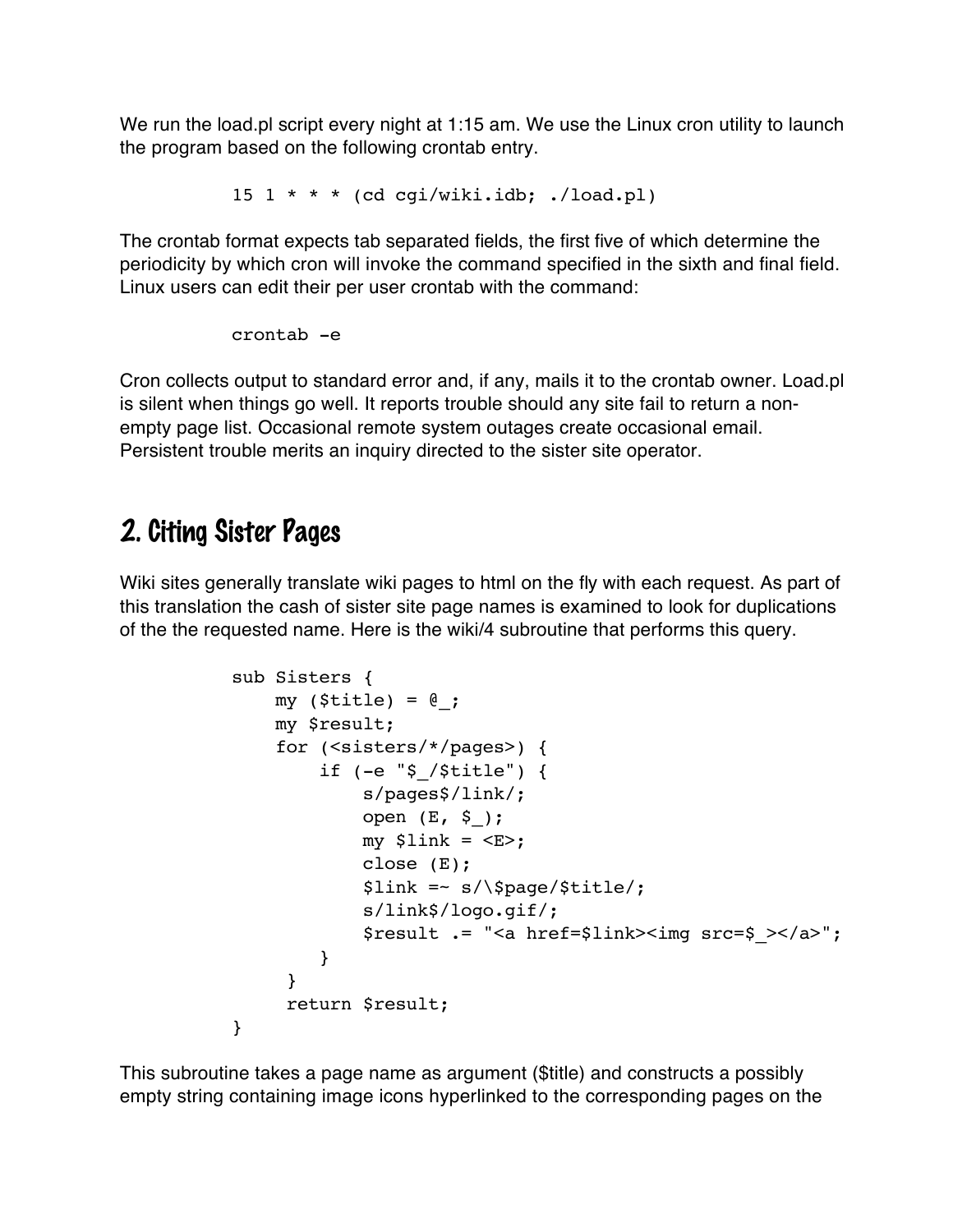We run the load.pl script every night at 1:15 am. We use the Linux cron utility to launch the program based on the following crontab entry.

```
15 1 * * * (cd cgi/wiki.idb; ./load.pl)
```

The crontab format expects tab separated fields, the first five of which determine the periodicity by which cron will invoke the command specified in the sixth and final field. Linux users can edit their per user crontab with the command:

```
crontab -e
```

Cron collects output to standard error and, if any, mails it to the crontab owner. Load.pl is silent when things go well. It reports trouble should any site fail to return a non-empty page list. Occasional remote system outages create occasional email. Persistent trouble merits an inquiry directed to the sister site operator.

## 2. Citing Sister Pages

Wiki sites generally translate wiki pages to html on the fly with each request. As part of this translation the cash of sister site page names is examined to look for duplications of the the requested name. Here is the wiki/4 subroutine that performs this query.

```
sub Sisters {
    my ($title) = @_;
    my $result;
    for (<sisters/*/pages>) {
        if (-e "$_/$title") {
            s/pages$/link/;
            open (E, $_);
            my $link = <E>;
            close (E);
            $link =~ s/\$page/$title/;
            s/link$/logo.gif/;
            $result .= "<a href=$link><img src=$_></a>";
        }
     }
     return $result;
}
```

This subroutine takes a page name as argument ($title) and constructs a possibly empty string containing image icons hyperlinked to the corresponding pages on the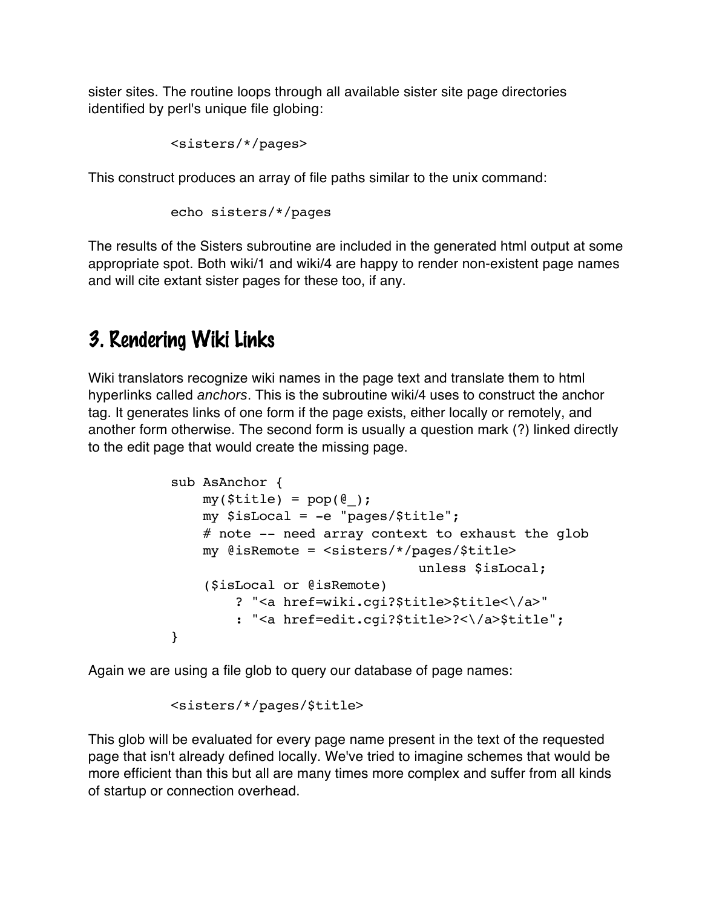sister sites. The routine loops through all available sister site page directories identified by perl's unique file globing:

```
<sisters/*/pages>
```

This construct produces an array of file paths similar to the unix command:

```
echo sisters/*/pages
```

The results of the Sisters subroutine are included in the generated html output at some appropriate spot. Both wiki/1 and wiki/4 are happy to render non-existent page names and will cite extant sister pages for these too, if any.

## 3. Rendering Wiki Links

Wiki translators recognize wiki names in the page text and translate them to html hyperlinks called *anchors*. This is the subroutine wiki/4 uses to construct the anchor tag. It generates links of one form if the page exists, either locally or remotely, and another form otherwise. The second form is usually a question mark (?) linked directly to the edit page that would create the missing page.

```
sub AsAnchor {
    my($title) = pop(@_);
    my $isLocal = -e "pages/$title";
    # note -- need array context to exhaust the glob
    my @isRemote = <sisters/*/pages/$title>
                              unless $isLocal;
    ($isLocal or @isRemote)
        ? "<a href=wiki.cgi?$title>$title<\/a>"
        : "<a href=edit.cgi?$title>?<\/a>$title";
}
```

Again we are using a file glob to query our database of page names:

```
<sisters/*/pages/$title>
```

This glob will be evaluated for every page name present in the text of the requested page that isn't already defined locally. We've tried to imagine schemes that would be more efficient than this but all are many times more complex and suffer from all kinds of startup or connection overhead.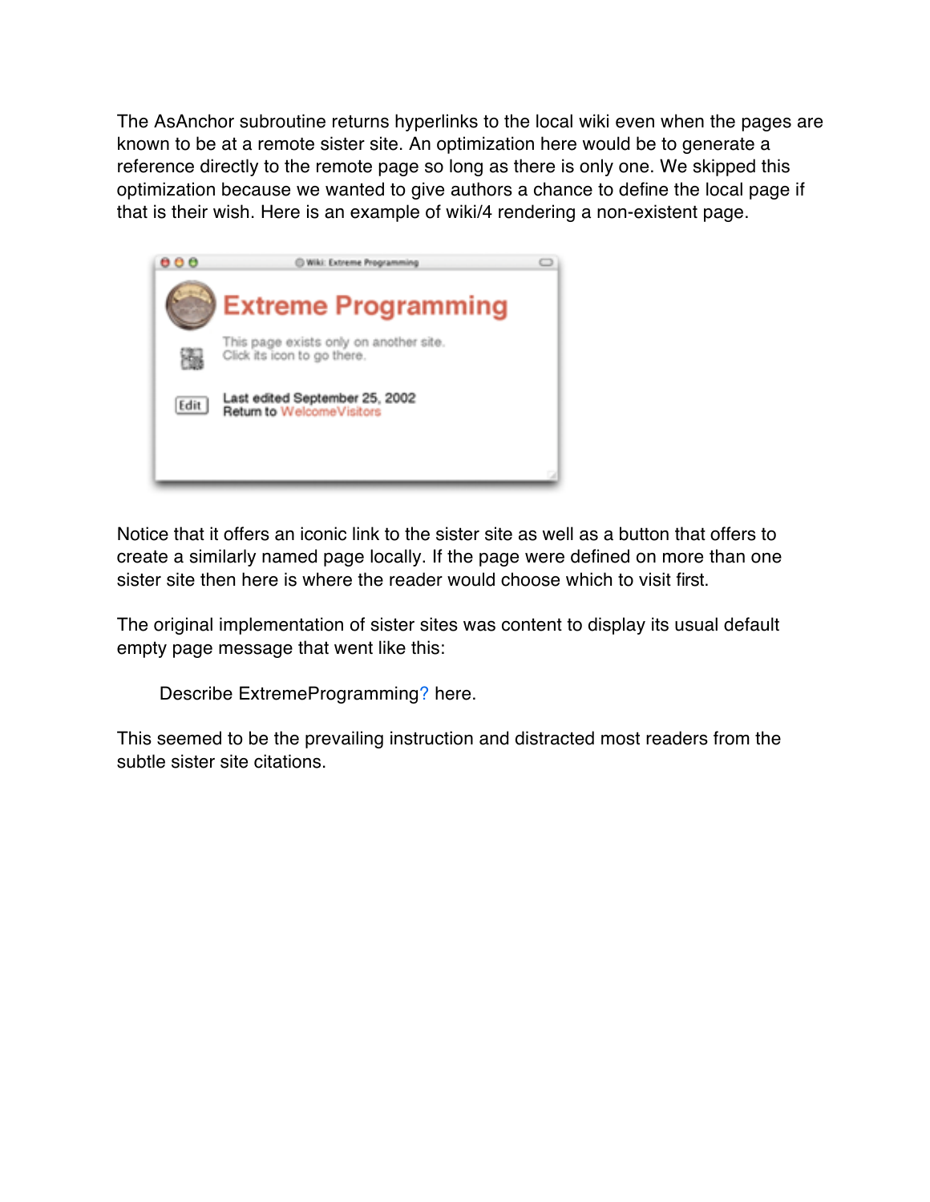The AsAnchor subroutine returns hyperlinks to the local wiki even when the pages are known to be at a remote sister site. An optimization here would be to generate a reference directly to the remote page so long as there is only one. We skipped this optimization because we wanted to give authors a chance to define the local page if that is their wish. Here is an example of wiki/4 rendering a non-existent page.

Notice that it offers an iconic link to the sister site as well as a button that offers to create a similarly named page locally. If the page were defined on more than one sister site then here is where the reader would choose which to visit first.

The original implementation of sister sites was content to display its usual default empty page message that went like this:

> Describe ExtremeProgramming? here.

This seemed to be the prevailing instruction and distracted most readers from the subtle sister site citations.